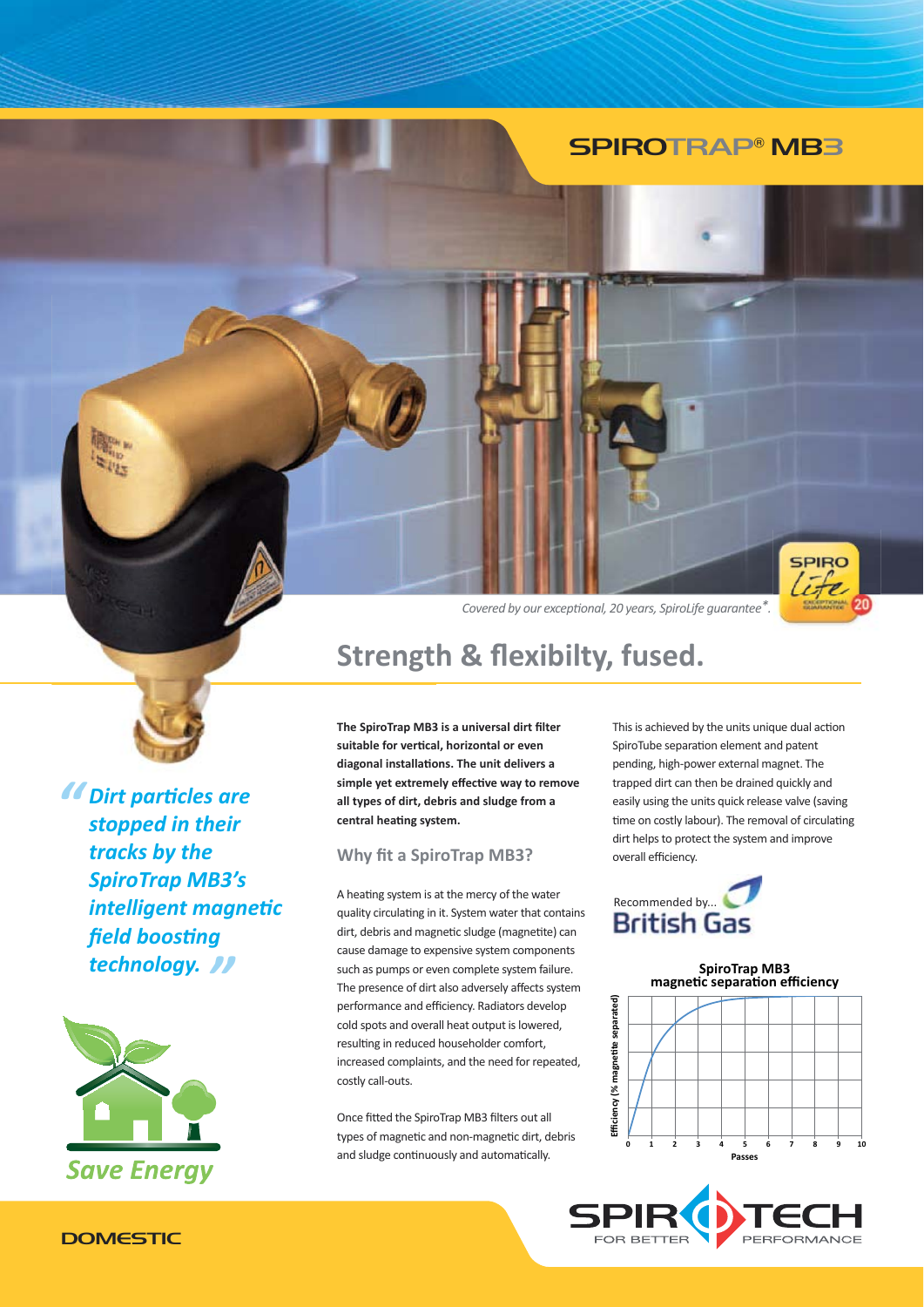# SPIROTRAP® MB3

*Covered by our exceptional, 20 years, SpiroLife guarantee*.*

## Strength & flexibilty, fused.

***"Dirt particles are stopped in their tracks by the SpiroTrap MB3's intelligent magnetic field boosting technology."***

*Save Energy*

**The SpiroTrap MB3 is a universal dirt filter suitable for vertical, horizontal or even diagonal installations. The unit delivers a simple yet extremely effective way to remove all types of dirt, debris and sludge from a central heating system.**

### Why fit a SpiroTrap MB3?

A heating system is at the mercy of the water quality circulating in it. System water that contains dirt, debris and magnetic sludge (magnetite) can cause damage to expensive system components such as pumps or even complete system failure. The presence of dirt also adversely affects system performance and efficiency. Radiators develop cold spots and overall heat output is lowered, resulting in reduced householder comfort, increased complaints, and the need for repeated, costly call-outs.

Once fitted the SpiroTrap MB3 filters out all types of magnetic and non-magnetic dirt, debris and sludge continuously and automatically.

This is achieved by the units unique dual action SpiroTube separation element and patent pending, high-power external magnet. The trapped dirt can then be drained quickly and easily using the units quick release valve (saving time on costly labour). The removal of circulating dirt helps to protect the system and improve overall efficiency.

Recommended by... British Gas

**SpiroTrap MB3 magnetic separation efficiency**

Efficiency (% magnetite separated) vs. Passes (0–10)

DOMESTIC

SPIROTECH FOR BETTER PERFORMANCE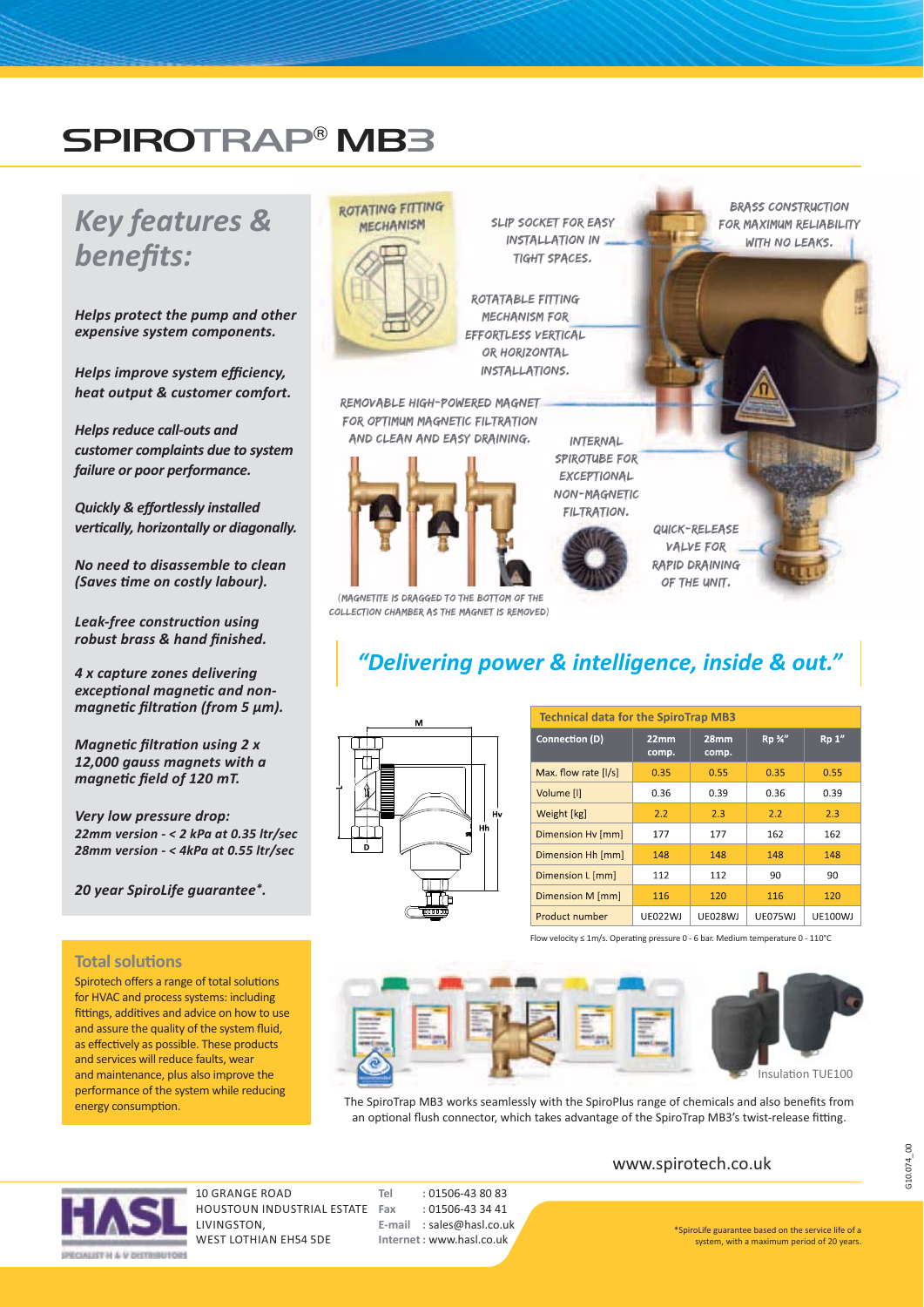# SPIROTRAP® MB3

## *Key features & benefits:*

***Helps protect the pump and other expensive system components.***

***Helps improve system efficiency, heat output & customer comfort.***

***Helps reduce call-outs and customer complaints due to system failure or poor performance.***

***Quickly & effortlessly installed vertically, horizontally or diagonally.***

***No need to disassemble to clean (Saves time on costly labour).***

***Leak-free construction using robust brass & hand finished.***

***4 x capture zones delivering exceptional magnetic and non-magnetic filtration (from 5 µm).***

***Magnetic filtration using 2 x 12,000 gauss magnets with a magnetic field of 120 mT.***

***Very low pressure drop:***
***22mm version - < 2 kPa at 0.35 ltr/sec***
***28mm version - < 4kPa at 0.55 ltr/sec***

***20 year SpiroLife guarantee*.***

ROTATING FITTING MECHANISM

SLIP SOCKET FOR EASY INSTALLATION IN TIGHT SPACES.

ROTATABLE FITTING MECHANISM FOR EFFORTLESS VERTICAL OR HORIZONTAL INSTALLATIONS.

BRASS CONSTRUCTION FOR MAXIMUM RELIABILITY WITH NO LEAKS.

REMOVABLE HIGH-POWERED MAGNET FOR OPTIMUM MAGNETIC FILTRATION AND CLEAN AND EASY DRAINING.

INTERNAL SPIROTUBE FOR EXCEPTIONAL NON-MAGNETIC FILTRATION.

QUICK-RELEASE VALVE FOR RAPID DRAINING OF THE UNIT.

(MAGNETITE IS DRAGGED TO THE BOTTOM OF THE COLLECTION CHAMBER AS THE MAGNET IS REMOVED)

## *"Delivering power & intelligence, inside & out."*

M

L

D

Hv

Hh

| Technical data for the SpiroTrap MB3 | | | | |
|---|---|---|---|---|
| Connection (D) | 22mm comp. | 28mm comp. | Rp ¾" | Rp 1" |
| Max. flow rate [l/s] | 0.35 | 0.55 | 0.35 | 0.55 |
| Volume [l] | 0.36 | 0.39 | 0.36 | 0.39 |
| Weight [kg] | 2.2 | 2.3 | 2.2 | 2.3 |
| Dimension Hv [mm] | 177 | 177 | 162 | 162 |
| Dimension Hh [mm] | 148 | 148 | 148 | 148 |
| Dimension L [mm] | 112 | 112 | 90 | 90 |
| Dimension M [mm] | 116 | 120 | 116 | 120 |
| Product number | UE022WJ | UE028WJ | UE075WJ | UE100WJ |

Flow velocity ≤ 1m/s. Operating pressure 0 - 6 bar. Medium temperature 0 - 110°C

### Total solutions

Spirotech offers a range of total solutions for HVAC and process systems: including fittings, additives and advice on how to use and assure the quality of the system fluid, as effectively as possible. These products and services will reduce faults, wear and maintenance, plus also improve the performance of the system while reducing energy consumption.

Insulation TUE100

The SpiroTrap MB3 works seamlessly with the SpiroPlus range of chemicals and also benefits from an optional flush connector, which takes advantage of the SpiroTrap MB3's twist-release fitting.

www.spirotech.co.uk

HASL SPECIALIST H & V DISTRIBUTORS

10 GRANGE ROAD
HOUSTOUN INDUSTRIAL ESTATE
LIVINGSTON,
WEST LOTHIAN EH54 5DE

Tel : 01506-43 80 83
Fax : 01506-43 34 41
E-mail : sales@hasl.co.uk
Internet : www.hasl.co.uk

*SpiroLife guarantee based on the service life of a system, with a maximum period of 20 years.

G10.074_00